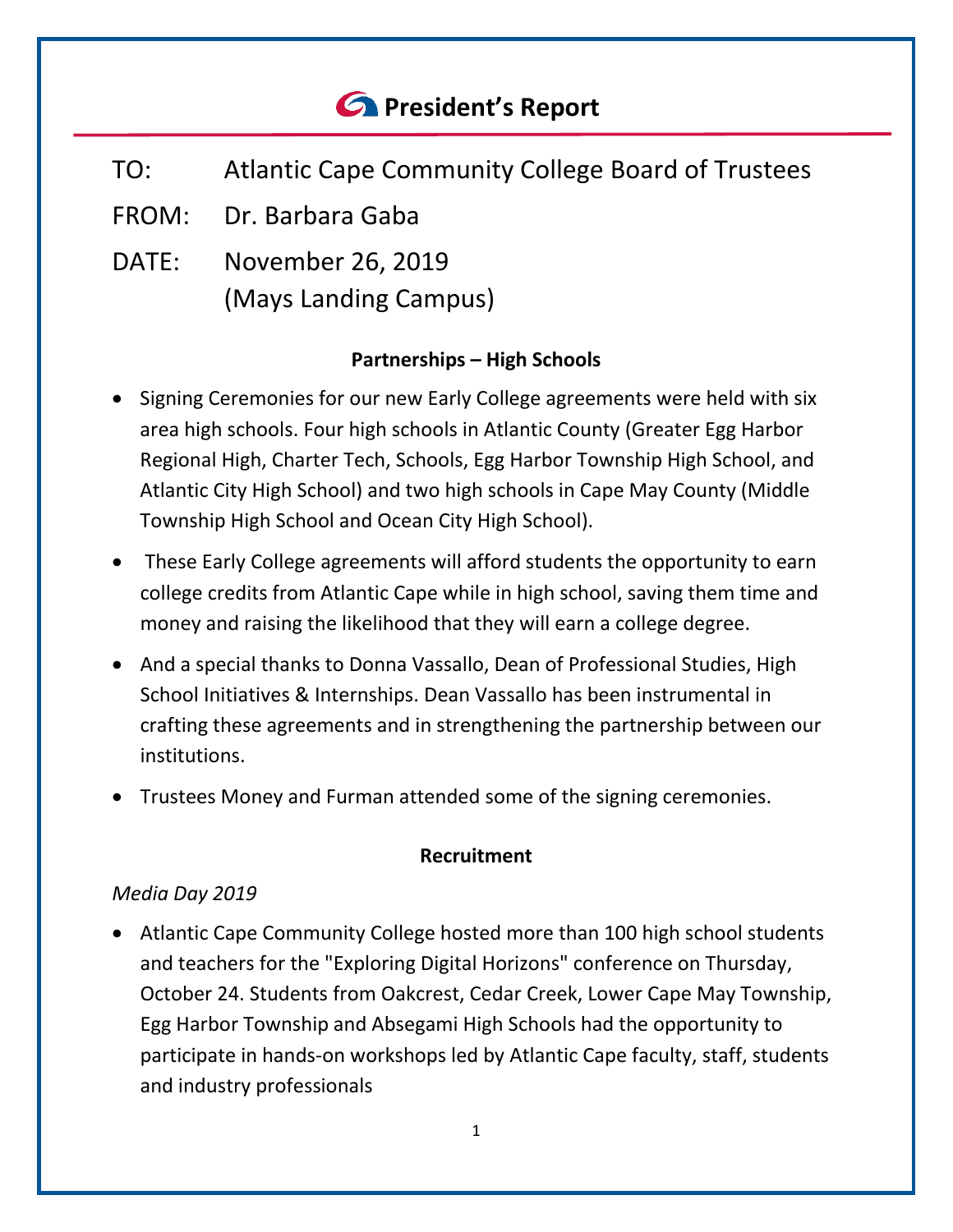# President's Report

TO: Atlantic Cape Community College Board of Trustees

FROM: Dr. Barbara Gaba

DATE: November 26, 2019
(Mays Landing Campus)

### Partnerships – High Schools

- Signing Ceremonies for our new Early College agreements were held with six area high schools. Four high schools in Atlantic County (Greater Egg Harbor Regional High, Charter Tech, Schools, Egg Harbor Township High School, and Atlantic City High School) and two high schools in Cape May County (Middle Township High School and Ocean City High School).
- These Early College agreements will afford students the opportunity to earn college credits from Atlantic Cape while in high school, saving them time and money and raising the likelihood that they will earn a college degree.
- And a special thanks to Donna Vassallo, Dean of Professional Studies, High School Initiatives & Internships. Dean Vassallo has been instrumental in crafting these agreements and in strengthening the partnership between our institutions.
- Trustees Money and Furman attended some of the signing ceremonies.

### Recruitment

*Media Day 2019*

- Atlantic Cape Community College hosted more than 100 high school students and teachers for the "Exploring Digital Horizons" conference on Thursday, October 24. Students from Oakcrest, Cedar Creek, Lower Cape May Township, Egg Harbor Township and Absegami High Schools had the opportunity to participate in hands-on workshops led by Atlantic Cape faculty, staff, students and industry professionals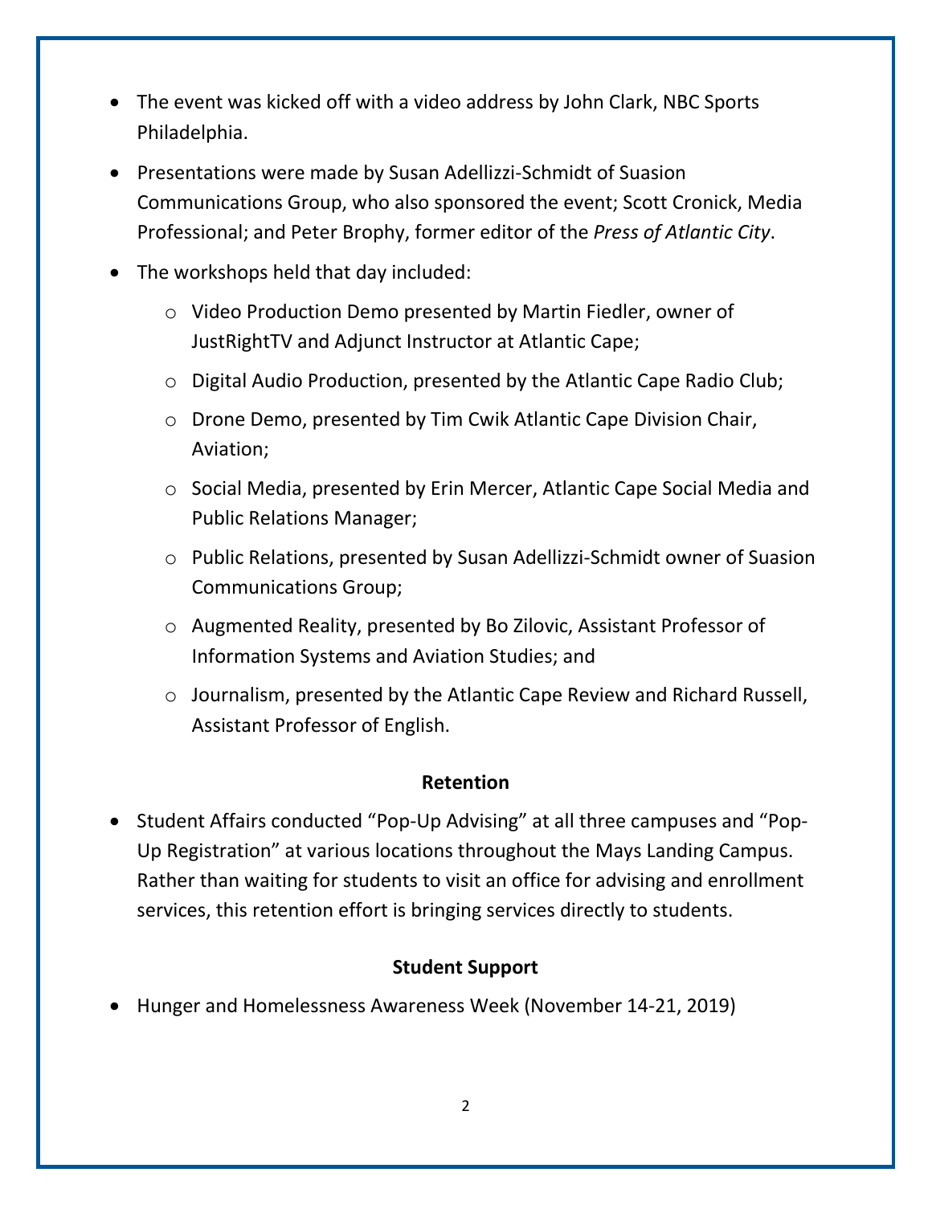- The event was kicked off with a video address by John Clark, NBC Sports Philadelphia.
- Presentations were made by Susan Adellizzi-Schmidt of Suasion Communications Group, who also sponsored the event; Scott Cronick, Media Professional; and Peter Brophy, former editor of the *Press of Atlantic City*.
- The workshops held that day included:
  - Video Production Demo presented by Martin Fiedler, owner of JustRightTV and Adjunct Instructor at Atlantic Cape;
  - Digital Audio Production, presented by the Atlantic Cape Radio Club;
  - Drone Demo, presented by Tim Cwik Atlantic Cape Division Chair, Aviation;
  - Social Media, presented by Erin Mercer, Atlantic Cape Social Media and Public Relations Manager;
  - Public Relations, presented by Susan Adellizzi-Schmidt owner of Suasion Communications Group;
  - Augmented Reality, presented by Bo Zilovic, Assistant Professor of Information Systems and Aviation Studies; and
  - Journalism, presented by the Atlantic Cape Review and Richard Russell, Assistant Professor of English.

**Retention**

- Student Affairs conducted "Pop-Up Advising" at all three campuses and "Pop-Up Registration" at various locations throughout the Mays Landing Campus. Rather than waiting for students to visit an office for advising and enrollment services, this retention effort is bringing services directly to students.

**Student Support**

- Hunger and Homelessness Awareness Week (November 14-21, 2019)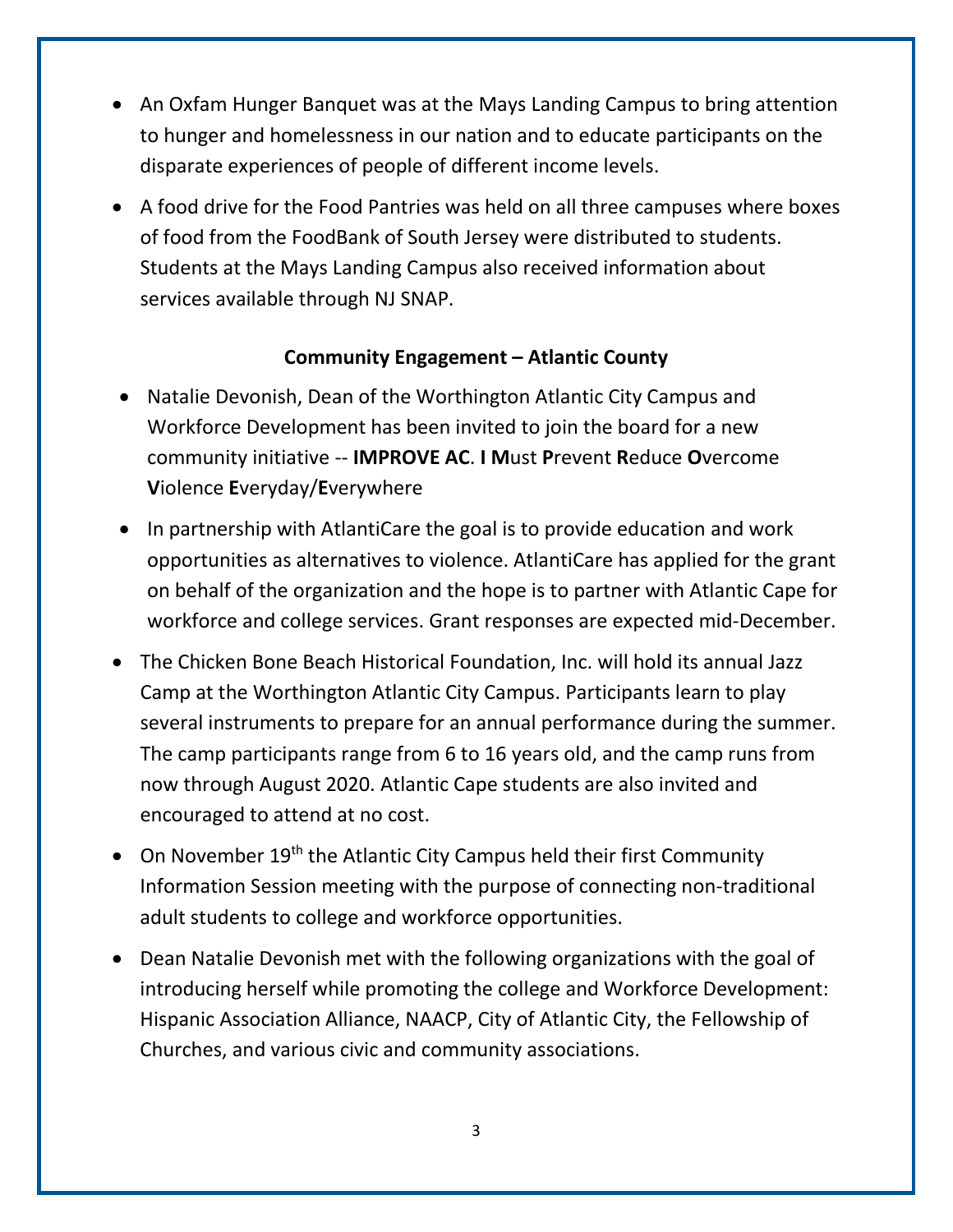- An Oxfam Hunger Banquet was at the Mays Landing Campus to bring attention to hunger and homelessness in our nation and to educate participants on the disparate experiences of people of different income levels.
- A food drive for the Food Pantries was held on all three campuses where boxes of food from the FoodBank of South Jersey were distributed to students. Students at the Mays Landing Campus also received information about services available through NJ SNAP.

**Community Engagement – Atlantic County**

- Natalie Devonish, Dean of the Worthington Atlantic City Campus and Workforce Development has been invited to join the board for a new community initiative -- **IMPROVE AC**. **I M**ust **P**revent **R**educe **O**vercome **V**iolence **E**veryday/**E**verywhere
- In partnership with AtlantiCare the goal is to provide education and work opportunities as alternatives to violence. AtlantiCare has applied for the grant on behalf of the organization and the hope is to partner with Atlantic Cape for workforce and college services. Grant responses are expected mid-December.
- The Chicken Bone Beach Historical Foundation, Inc. will hold its annual Jazz Camp at the Worthington Atlantic City Campus. Participants learn to play several instruments to prepare for an annual performance during the summer. The camp participants range from 6 to 16 years old, and the camp runs from now through August 2020. Atlantic Cape students are also invited and encouraged to attend at no cost.
- On November 19th the Atlantic City Campus held their first Community Information Session meeting with the purpose of connecting non-traditional adult students to college and workforce opportunities.
- Dean Natalie Devonish met with the following organizations with the goal of introducing herself while promoting the college and Workforce Development: Hispanic Association Alliance, NAACP, City of Atlantic City, the Fellowship of Churches, and various civic and community associations.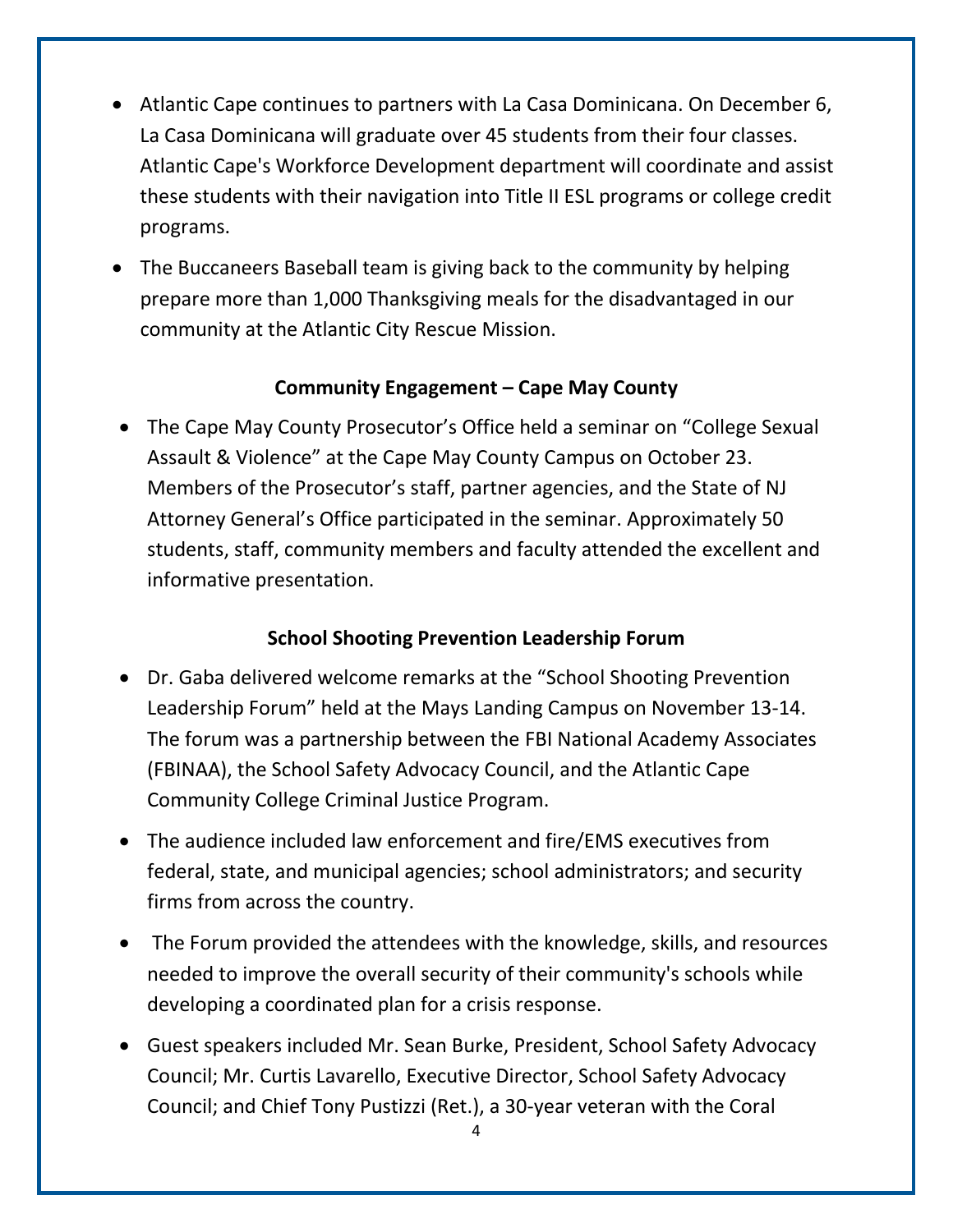- Atlantic Cape continues to partners with La Casa Dominicana. On December 6, La Casa Dominicana will graduate over 45 students from their four classes. Atlantic Cape's Workforce Development department will coordinate and assist these students with their navigation into Title II ESL programs or college credit programs.
- The Buccaneers Baseball team is giving back to the community by helping prepare more than 1,000 Thanksgiving meals for the disadvantaged in our community at the Atlantic City Rescue Mission.

**Community Engagement – Cape May County**

- The Cape May County Prosecutor's Office held a seminar on "College Sexual Assault & Violence" at the Cape May County Campus on October 23. Members of the Prosecutor's staff, partner agencies, and the State of NJ Attorney General's Office participated in the seminar. Approximately 50 students, staff, community members and faculty attended the excellent and informative presentation.

**School Shooting Prevention Leadership Forum**

- Dr. Gaba delivered welcome remarks at the "School Shooting Prevention Leadership Forum" held at the Mays Landing Campus on November 13-14. The forum was a partnership between the FBI National Academy Associates (FBINAA), the School Safety Advocacy Council, and the Atlantic Cape Community College Criminal Justice Program.
- The audience included law enforcement and fire/EMS executives from federal, state, and municipal agencies; school administrators; and security firms from across the country.
- The Forum provided the attendees with the knowledge, skills, and resources needed to improve the overall security of their community's schools while developing a coordinated plan for a crisis response.
- Guest speakers included Mr. Sean Burke, President, School Safety Advocacy Council; Mr. Curtis Lavarello, Executive Director, School Safety Advocacy Council; and Chief Tony Pustizzi (Ret.), a 30-year veteran with the Coral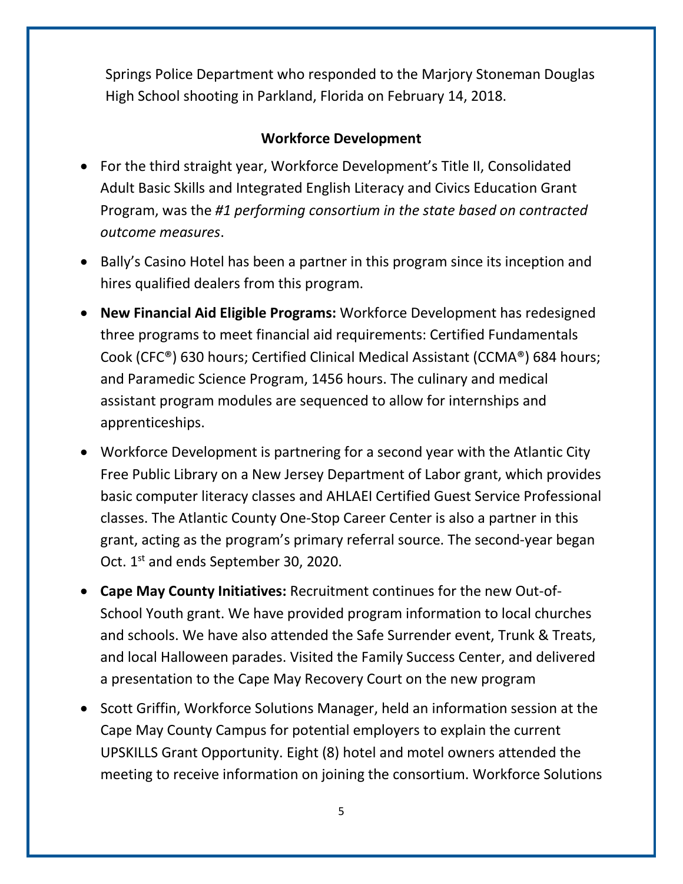Springs Police Department who responded to the Marjory Stoneman Douglas High School shooting in Parkland, Florida on February 14, 2018.

**Workforce Development**

- For the third straight year, Workforce Development's Title II, Consolidated Adult Basic Skills and Integrated English Literacy and Civics Education Grant Program, was the *#1 performing consortium in the state based on contracted outcome measures*.
- Bally's Casino Hotel has been a partner in this program since its inception and hires qualified dealers from this program.
- **New Financial Aid Eligible Programs:** Workforce Development has redesigned three programs to meet financial aid requirements: Certified Fundamentals Cook (CFC®) 630 hours; Certified Clinical Medical Assistant (CCMA®) 684 hours; and Paramedic Science Program, 1456 hours. The culinary and medical assistant program modules are sequenced to allow for internships and apprenticeships.
- Workforce Development is partnering for a second year with the Atlantic City Free Public Library on a New Jersey Department of Labor grant, which provides basic computer literacy classes and AHLAEI Certified Guest Service Professional classes. The Atlantic County One-Stop Career Center is also a partner in this grant, acting as the program's primary referral source. The second-year began Oct. 1st and ends September 30, 2020.
- **Cape May County Initiatives:** Recruitment continues for the new Out-of-School Youth grant. We have provided program information to local churches and schools. We have also attended the Safe Surrender event, Trunk & Treats, and local Halloween parades. Visited the Family Success Center, and delivered a presentation to the Cape May Recovery Court on the new program
- Scott Griffin, Workforce Solutions Manager, held an information session at the Cape May County Campus for potential employers to explain the current UPSKILLS Grant Opportunity. Eight (8) hotel and motel owners attended the meeting to receive information on joining the consortium. Workforce Solutions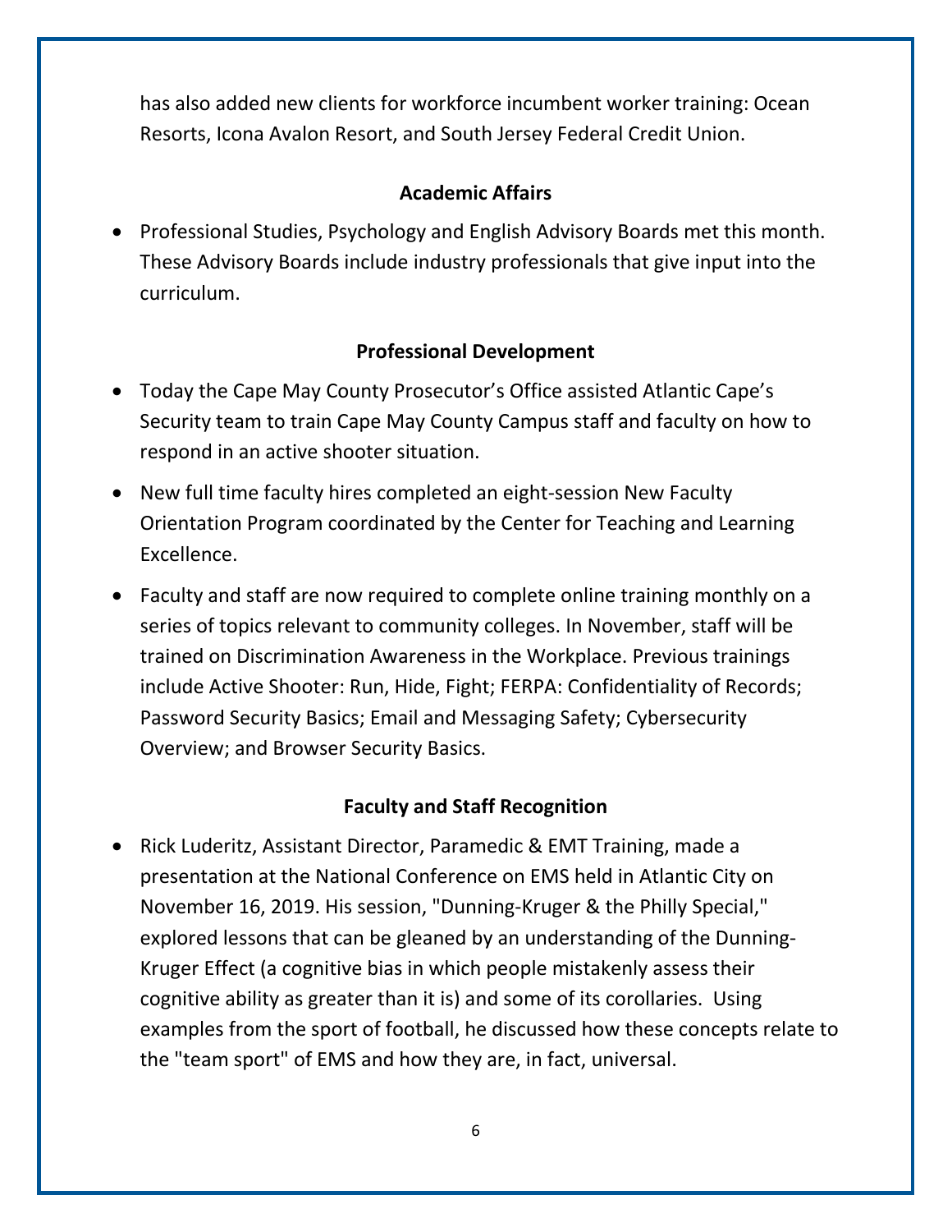has also added new clients for workforce incumbent worker training: Ocean Resorts, Icona Avalon Resort, and South Jersey Federal Credit Union.

## Academic Affairs

- Professional Studies, Psychology and English Advisory Boards met this month. These Advisory Boards include industry professionals that give input into the curriculum.

## Professional Development

- Today the Cape May County Prosecutor's Office assisted Atlantic Cape's Security team to train Cape May County Campus staff and faculty on how to respond in an active shooter situation.
- New full time faculty hires completed an eight-session New Faculty Orientation Program coordinated by the Center for Teaching and Learning Excellence.
- Faculty and staff are now required to complete online training monthly on a series of topics relevant to community colleges. In November, staff will be trained on Discrimination Awareness in the Workplace. Previous trainings include Active Shooter: Run, Hide, Fight; FERPA: Confidentiality of Records; Password Security Basics; Email and Messaging Safety; Cybersecurity Overview; and Browser Security Basics.

## Faculty and Staff Recognition

- Rick Luderitz, Assistant Director, Paramedic & EMT Training, made a presentation at the National Conference on EMS held in Atlantic City on November 16, 2019. His session, "Dunning-Kruger & the Philly Special," explored lessons that can be gleaned by an understanding of the Dunning-Kruger Effect (a cognitive bias in which people mistakenly assess their cognitive ability as greater than it is) and some of its corollaries. Using examples from the sport of football, he discussed how these concepts relate to the "team sport" of EMS and how they are, in fact, universal.